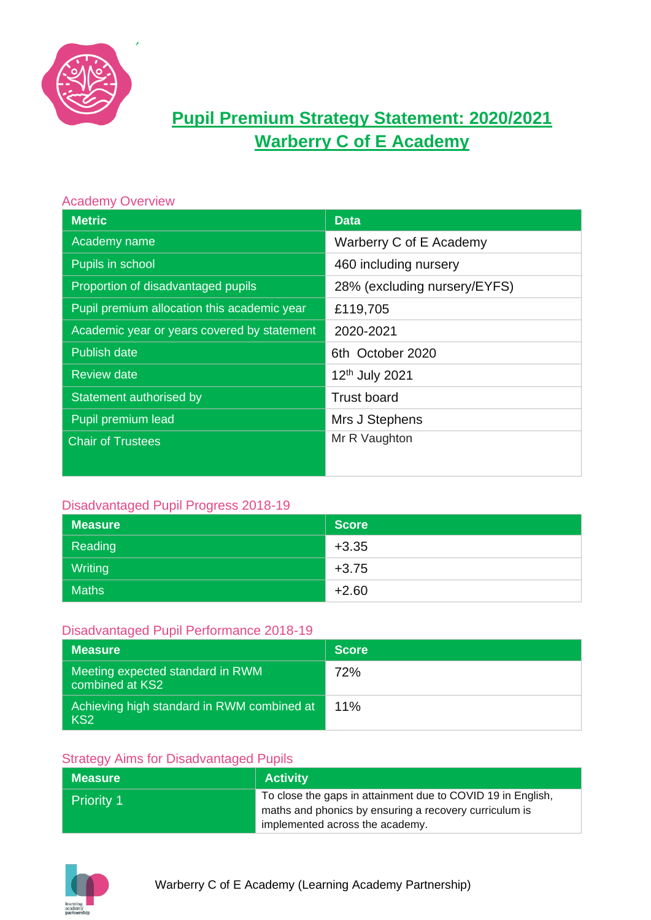# Pupil Premium Strategy Statement: 2020/2021
# Warberry C of E Academy

## Academy Overview

| Metric | Data |
|---|---|
| Academy name | Warberry C of E Academy |
| Pupils in school | 460 including nursery |
| Proportion of disadvantaged pupils | 28% (excluding nursery/EYFS) |
| Pupil premium allocation this academic year | £119,705 |
| Academic year or years covered by statement | 2020-2021 |
| Publish date | 6th October 2020 |
| Review date | 12th July 2021 |
| Statement authorised by | Trust board |
| Pupil premium lead | Mrs J Stephens |
| Chair of Trustees | Mr R Vaughton |

## Disadvantaged Pupil Progress 2018-19

| Measure | Score |
|---|---|
| Reading | +3.35 |
| Writing | +3.75 |
| Maths | +2.60 |

## Disadvantaged Pupil Performance 2018-19

| Measure | Score |
|---|---|
| Meeting expected standard in RWM combined at KS2 | 72% |
| Achieving high standard in RWM combined at KS2 | 11% |

## Strategy Aims for Disadvantaged Pupils

| Measure | Activity |
|---|---|
| Priority 1 | To close the gaps in attainment due to COVID 19 in English, maths and phonics by ensuring a recovery curriculum is implemented across the academy. |

Warberry C of E Academy (Learning Academy Partnership)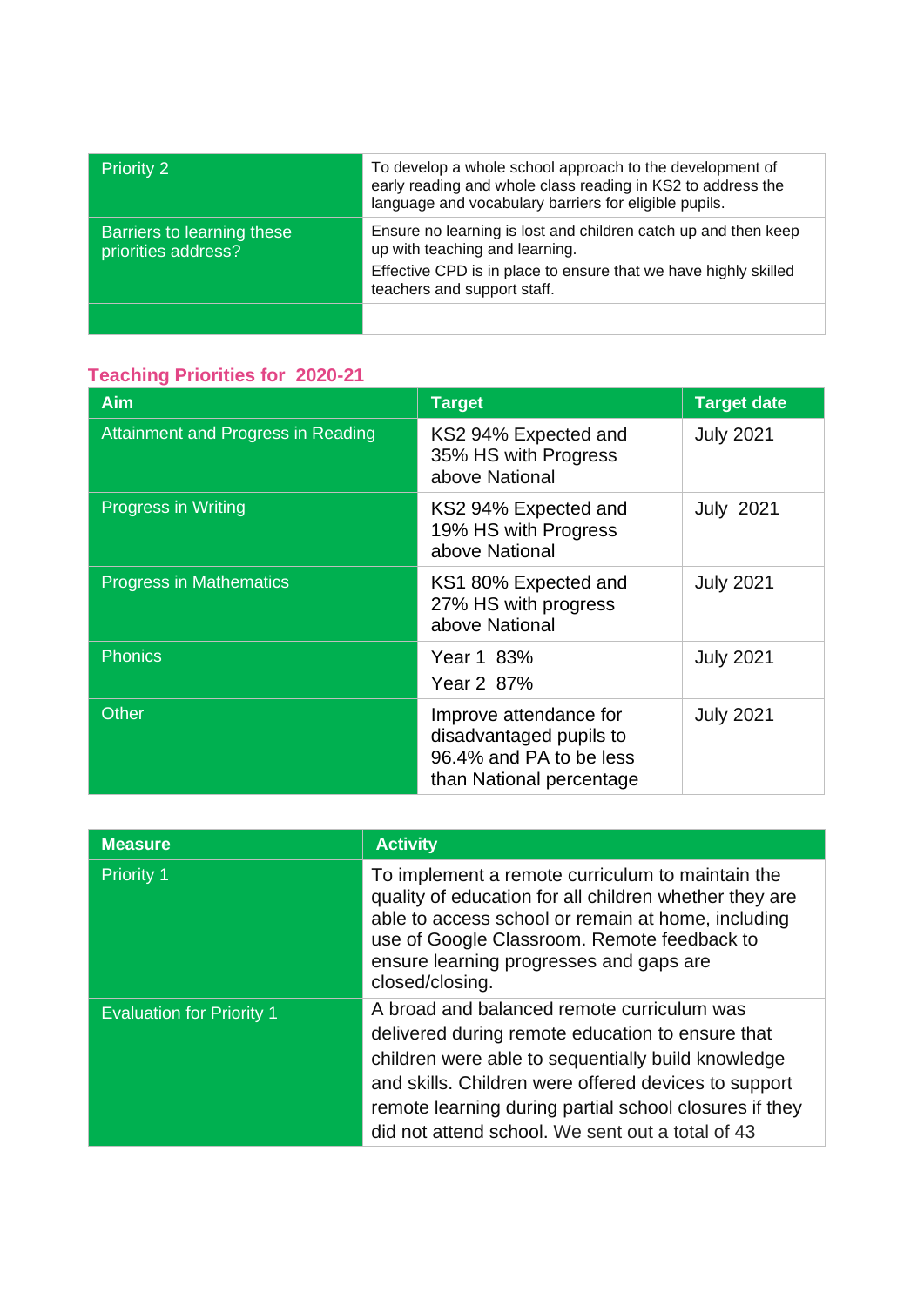| Priority 2 | To develop a whole school approach to the development of early reading and whole class reading in KS2 to address the language and vocabulary barriers for eligible pupils. |
|---|---|
| Barriers to learning these priorities address? | Ensure no learning is lost and children catch up and then keep up with teaching and learning.<br>Effective CPD is in place to ensure that we have highly skilled teachers and support staff. |
| | |

## Teaching Priorities for 2020-21

| Aim | Target | Target date |
|---|---|---|
| Attainment and Progress in Reading | KS2 94% Expected and 35% HS with Progress above National | July 2021 |
| Progress in Writing | KS2 94% Expected and 19% HS with Progress above National | July 2021 |
| Progress in Mathematics | KS1 80% Expected and 27% HS with progress above National | July 2021 |
| Phonics | Year 1 83%<br>Year 2 87% | July 2021 |
| Other | Improve attendance for disadvantaged pupils to 96.4% and PA to be less than National percentage | July 2021 |

| Measure | Activity |
|---|---|
| Priority 1 | To implement a remote curriculum to maintain the quality of education for all children whether they are able to access school or remain at home, including use of Google Classroom. Remote feedback to ensure learning progresses and gaps are closed/closing. |
| Evaluation for Priority 1 | A broad and balanced remote curriculum was delivered during remote education to ensure that children were able to sequentially build knowledge and skills. Children were offered devices to support remote learning during partial school closures if they did not attend school. We sent out a total of 43 |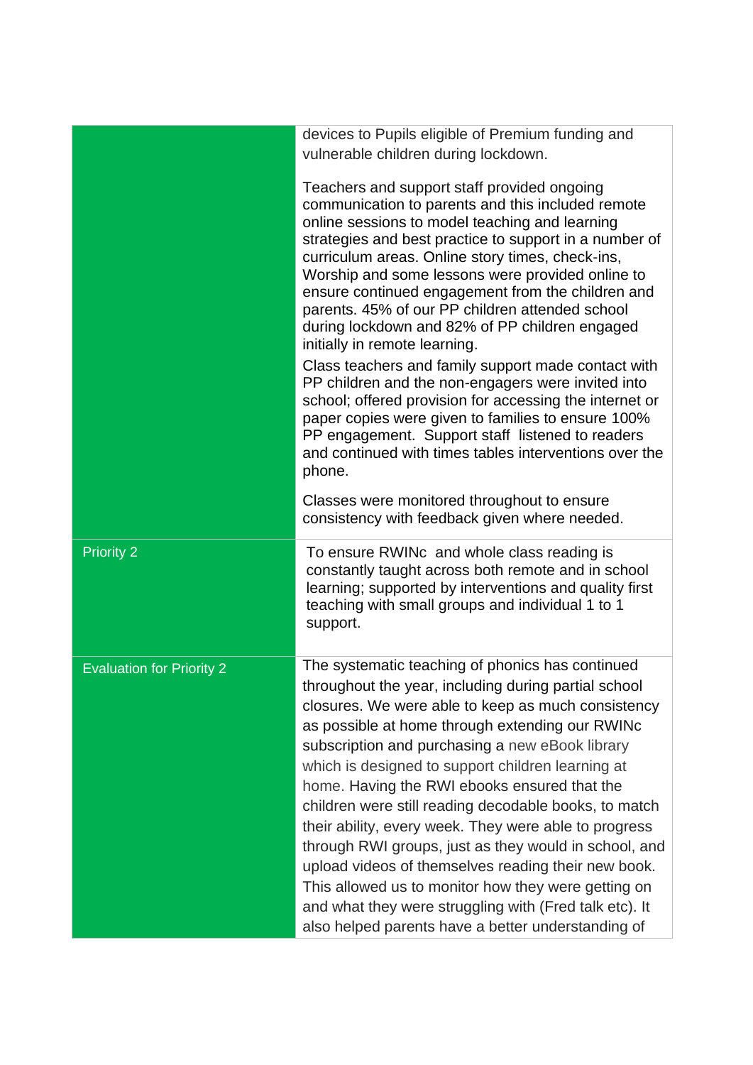| | |
|---|---|
| | devices to Pupils eligible of Premium funding and vulnerable children during lockdown.<br><br>Teachers and support staff provided ongoing communication to parents and this included remote online sessions to model teaching and learning strategies and best practice to support in a number of curriculum areas. Online story times, check-ins, Worship and some lessons were provided online to ensure continued engagement from the children and parents. 45% of our PP children attended school during lockdown and 82% of PP children engaged initially in remote learning.<br>Class teachers and family support made contact with PP children and the non-engagers were invited into school; offered provision for accessing the internet or paper copies were given to families to ensure 100% PP engagement. Support staff listened to readers and continued with times tables interventions over the phone.<br><br>Classes were monitored throughout to ensure consistency with feedback given where needed. |
| Priority 2 | To ensure RWINc and whole class reading is constantly taught across both remote and in school learning; supported by interventions and quality first teaching with small groups and individual 1 to 1 support. |
| Evaluation for Priority 2 | The systematic teaching of phonics has continued throughout the year, including during partial school closures. We were able to keep as much consistency as possible at home through extending our RWINc subscription and purchasing a new eBook library which is designed to support children learning at home. Having the RWI ebooks ensured that the children were still reading decodable books, to match their ability, every week. They were able to progress through RWI groups, just as they would in school, and upload videos of themselves reading their new book. This allowed us to monitor how they were getting on and what they were struggling with (Fred talk etc). It also helped parents have a better understanding of |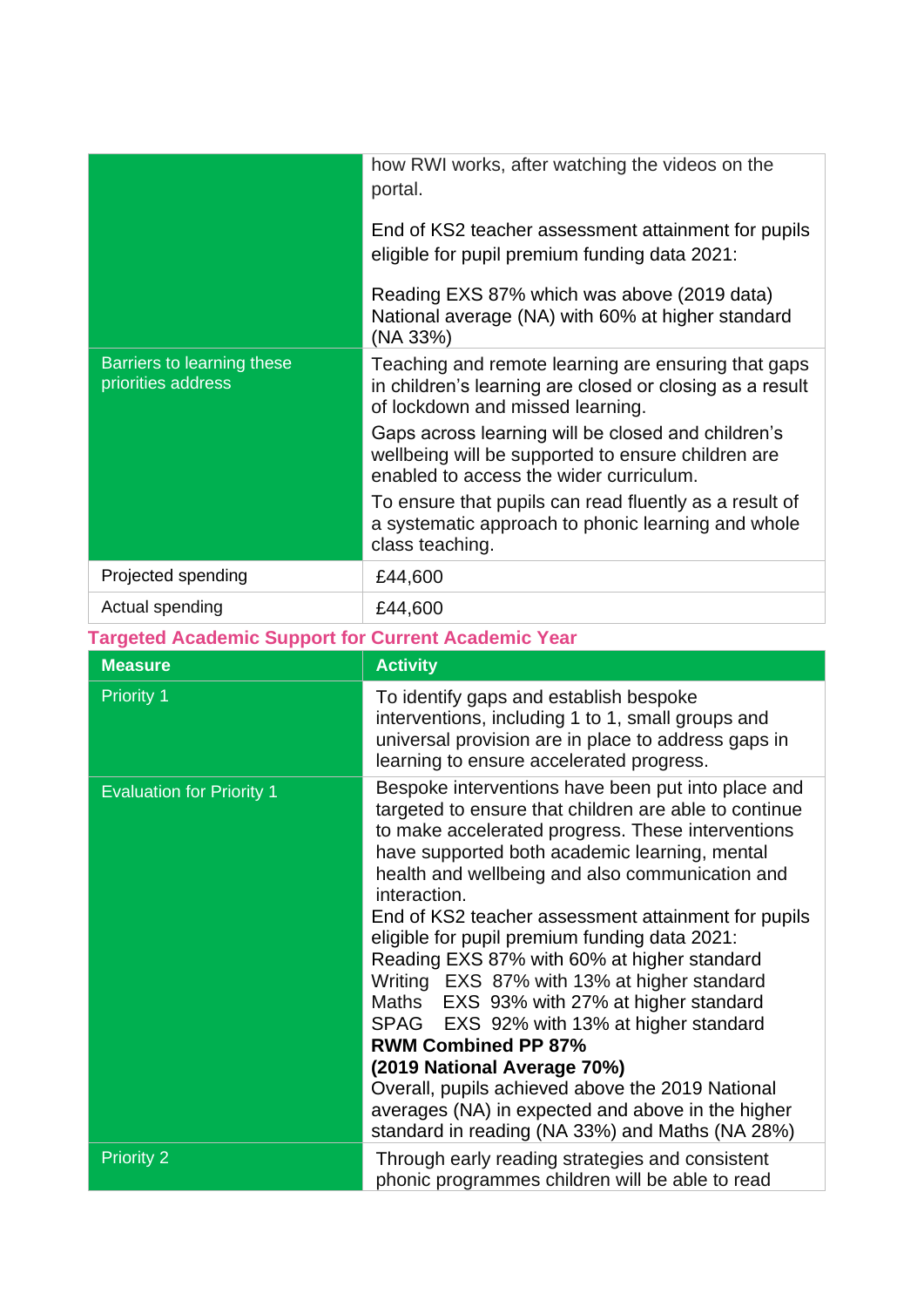| | |
|---|---|
| | how RWI works, after watching the videos on the portal.<br><br>End of KS2 teacher assessment attainment for pupils eligible for pupil premium funding data 2021:<br><br>Reading EXS 87% which was above (2019 data) National average (NA) with 60% at higher standard (NA 33%) |
| Barriers to learning these priorities address | Teaching and remote learning are ensuring that gaps in children's learning are closed or closing as a result of lockdown and missed learning.<br>Gaps across learning will be closed and children's wellbeing will be supported to ensure children are enabled to access the wider curriculum.<br>To ensure that pupils can read fluently as a result of a systematic approach to phonic learning and whole class teaching. |
| Projected spending | £44,600 |
| Actual spending | £44,600 |

## Targeted Academic Support for Current Academic Year

| Measure | Activity |
|---|---|
| Priority 1 | To identify gaps and establish bespoke interventions, including 1 to 1, small groups and universal provision are in place to address gaps in learning to ensure accelerated progress. |
| Evaluation for Priority 1 | Bespoke interventions have been put into place and targeted to ensure that children are able to continue to make accelerated progress. These interventions have supported both academic learning, mental health and wellbeing and also communication and interaction.<br>End of KS2 teacher assessment attainment for pupils eligible for pupil premium funding data 2021:<br>Reading EXS 87% with 60% at higher standard<br>Writing EXS 87% with 13% at higher standard<br>Maths EXS 93% with 27% at higher standard<br>SPAG EXS 92% with 13% at higher standard<br>**RWM Combined PP 87%**<br>**(2019 National Average 70%)**<br>Overall, pupils achieved above the 2019 National averages (NA) in expected and above in the higher standard in reading (NA 33%) and Maths (NA 28%) |
| Priority 2 | Through early reading strategies and consistent phonic programmes children will be able to read |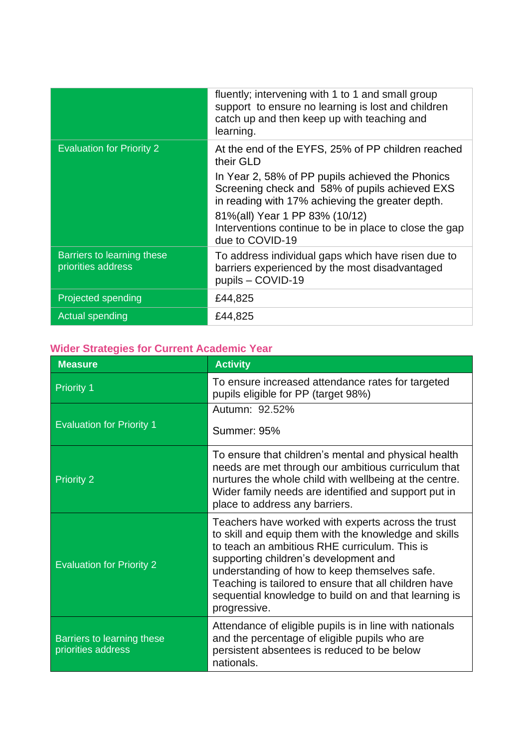|  |  |
|---|---|
|  | fluently; intervening with 1 to 1 and small group support  to ensure no learning is lost and children catch up and then keep up with teaching and learning. |
| Evaluation for Priority 2 | At the end of the EYFS, 25% of PP children reached their GLD<br><br>In Year 2, 58% of PP pupils achieved the Phonics Screening check and  58% of pupils achieved EXS in reading with 17% achieving the greater depth.<br><br>81%(all) Year 1 PP 83% (10/12)<br>Interventions continue to be in place to close the gap due to COVID-19 |
| Barriers to learning these priorities address | To address individual gaps which have risen due to barriers experienced by the most disadvantaged pupils – COVID-19 |
| Projected spending | £44,825 |
| Actual spending | £44,825 |

## Wider Strategies for Current Academic Year

| Measure | Activity |
|---|---|
| Priority 1 | To ensure increased attendance rates for targeted pupils eligible for PP (target 98%) |
| Evaluation for Priority 1 | Autumn:  92.52%<br><br>Summer: 95% |
| Priority 2 | To ensure that children's mental and physical health needs are met through our ambitious curriculum that nurtures the whole child with wellbeing at the centre. Wider family needs are identified and support put in place to address any barriers. |
| Evaluation for Priority 2 | Teachers have worked with experts across the trust to skill and equip them with the knowledge and skills to teach an ambitious RHE curriculum. This is supporting children's development and understanding of how to keep themselves safe. Teaching is tailored to ensure that all children have sequential knowledge to build on and that learning is progressive. |
| Barriers to learning these priorities address | Attendance of eligible pupils is in line with nationals and the percentage of eligible pupils who are persistent absentees is reduced to be below nationals. |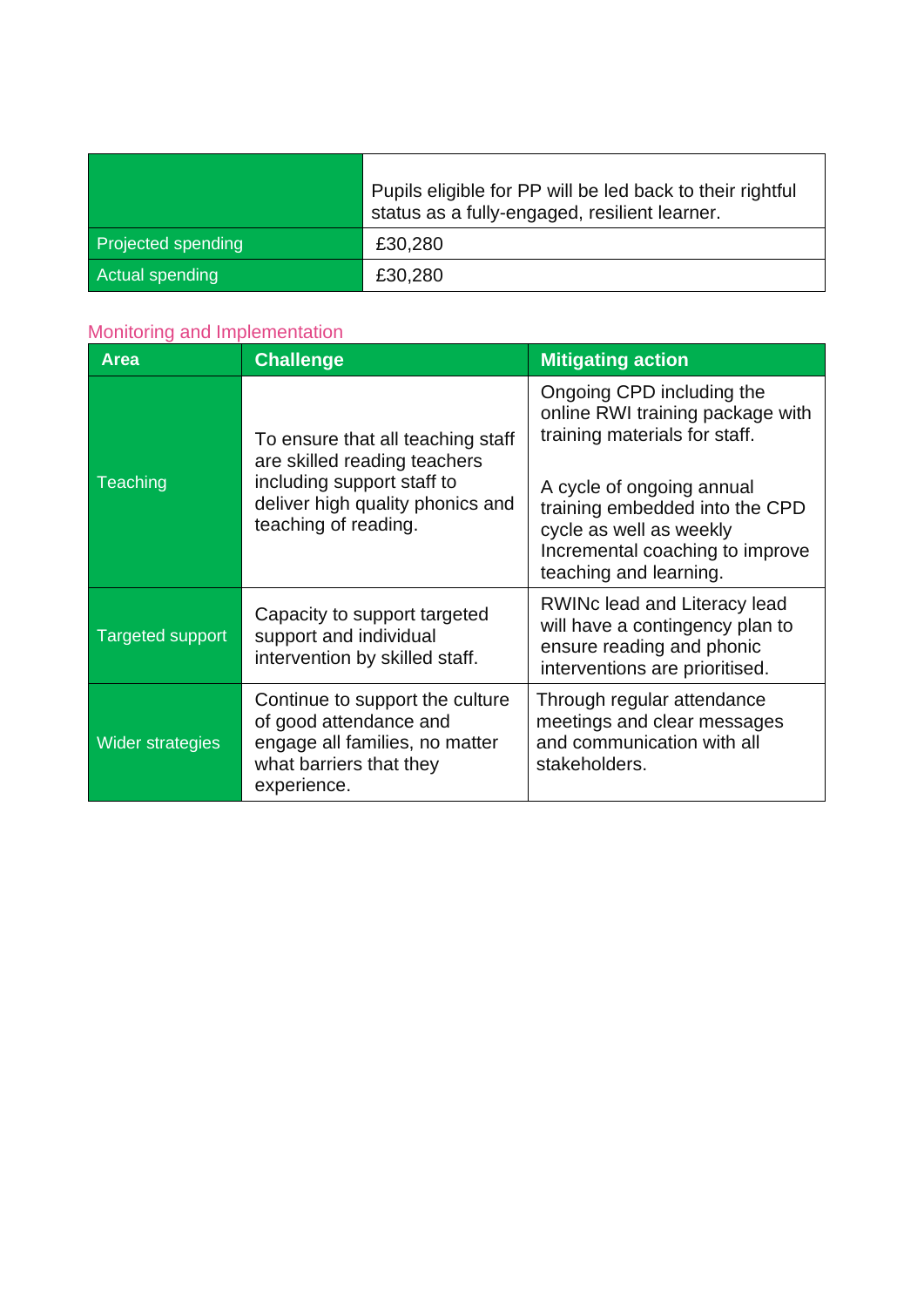| | |
|---|---|
| | Pupils eligible for PP will be led back to their rightful status as a fully-engaged, resilient learner. |
| Projected spending | £30,280 |
| Actual spending | £30,280 |

## Monitoring and Implementation

| Area | Challenge | Mitigating action |
|---|---|---|
| Teaching | To ensure that all teaching staff are skilled reading teachers including support staff to deliver high quality phonics and teaching of reading. | Ongoing CPD including the online RWI training package with training materials for staff.<br><br>A cycle of ongoing annual training embedded into the CPD cycle as well as weekly Incremental coaching to improve teaching and learning. |
| Targeted support | Capacity to support targeted support and individual intervention by skilled staff. | RWINc lead and Literacy lead will have a contingency plan to ensure reading and phonic interventions are prioritised. |
| Wider strategies | Continue to support the culture of good attendance and engage all families, no matter what barriers that they experience. | Through regular attendance meetings and clear messages and communication with all stakeholders. |